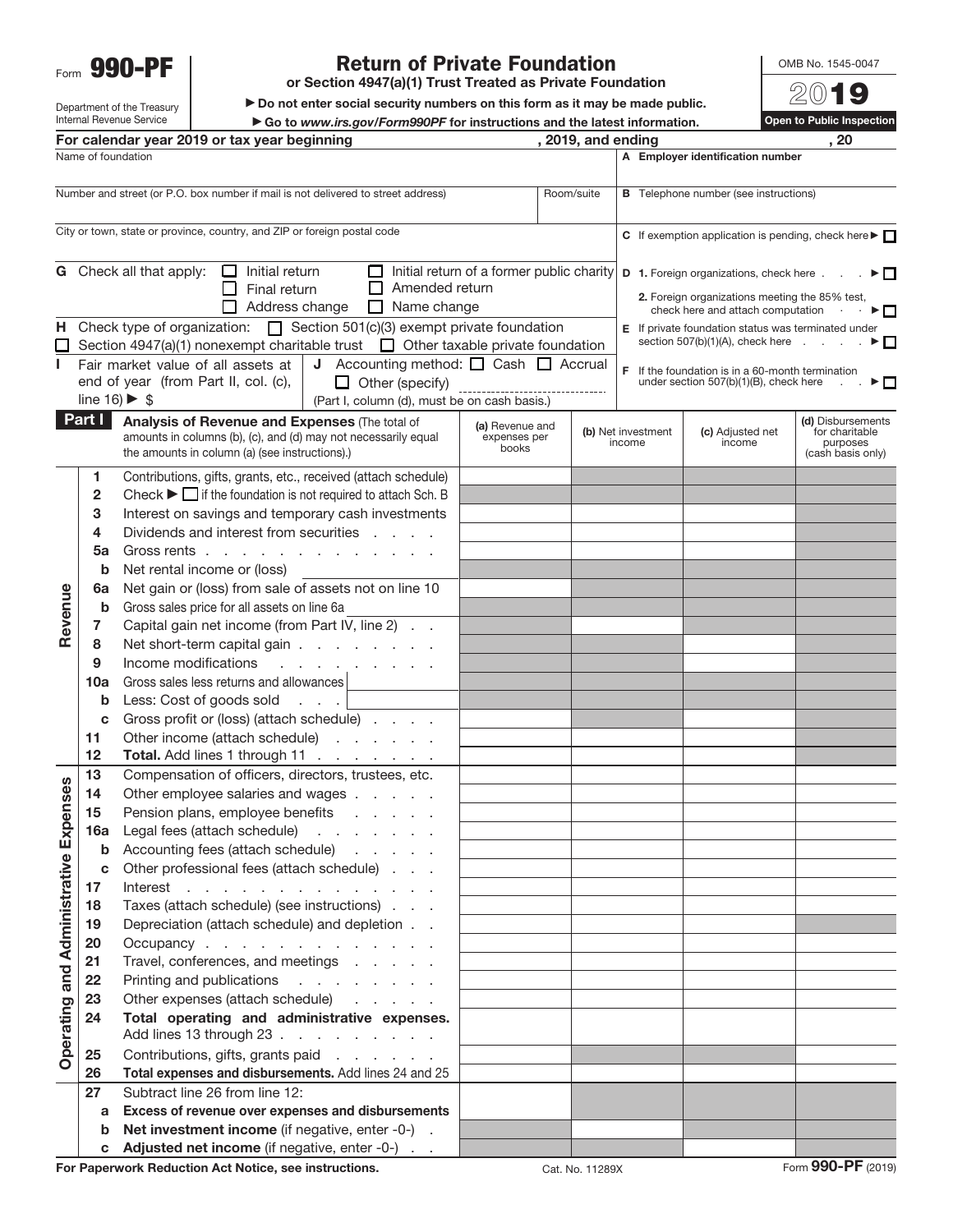Form **990-PF**

Department of the Treasury
Internal Revenue Service

# Return of Private Foundation

**or Section 4947(a)(1) Trust Treated as Private Foundation**

▶ Do not enter social security numbers on this form as it may be made public.

▶ Go to *www.irs.gov/Form990PF* for instructions and the latest information.

OMB No. 1545-0047

**2019**

**Open to Public Inspection**

**For calendar year 2019 or tax year beginning , 2019, and ending , 20**

Name of foundation

**A Employer identification number**

Number and street (or P.O. box number if mail is not delivered to street address) | Room/suite

**B** Telephone number (see instructions)

City or town, state or province, country, and ZIP or foreign postal code

**C** If exemption application is pending, check here ▶ ☐

**G** Check all that apply: ☐ Initial return ☐ Initial return of a former public charity ☐ Final return ☐ Amended return ☐ Address change ☐ Name change

**D 1.** Foreign organizations, check here ▶ ☐

**2.** Foreign organizations meeting the 85% test, check here and attach computation ▶ ☐

**H** Check type of organization: ☐ Section 501(c)(3) exempt private foundation ☐ Section 4947(a)(1) nonexempt charitable trust ☐ Other taxable private foundation

**E** If private foundation status was terminated under section 507(b)(1)(A), check here ▶ ☐

**I** Fair market value of all assets at end of year (from Part II, col. (c), line 16) ▶ $

**J** Accounting method: ☐ Cash ☐ Accrual ☐ Other (specify) (Part I, column (d), must be on cash basis.)

**F** If the foundation is in a 60-month termination under section 507(b)(1)(B), check here ▶ ☐

**Part I** **Analysis of Revenue and Expenses** (The total of amounts in columns (b), (c), and (d) may not necessarily equal the amounts in column (a) (see instructions).)

| | Line | Description | (a) Revenue and expenses per books | (b) Net investment income | (c) Adjusted net income | (d) Disbursements for charitable purposes (cash basis only) |
|---|---|---|---|---|---|---|
| Revenue | 1 | Contributions, gifts, grants, etc., received (attach schedule) | | | | |
| | 2 | Check ▶ ☐ if the foundation is not required to attach Sch. B | | | | |
| | 3 | Interest on savings and temporary cash investments | | | | |
| | 4 | Dividends and interest from securities | | | | |
| | 5a | Gross rents | | | | |
| | b | Net rental income or (loss) | | | | |
| | 6a | Net gain or (loss) from sale of assets not on line 10 | | | | |
| | b | Gross sales price for all assets on line 6a | | | | |
| | 7 | Capital gain net income (from Part IV, line 2) | | | | |
| | 8 | Net short-term capital gain | | | | |
| | 9 | Income modifications | | | | |
| | 10a | Gross sales less returns and allowances | | | | |
| | b | Less: Cost of goods sold | | | | |
| | c | Gross profit or (loss) (attach schedule) | | | | |
| | 11 | Other income (attach schedule) | | | | |
| | 12 | **Total.** Add lines 1 through 11 | | | | |
| Operating and Administrative Expenses | 13 | Compensation of officers, directors, trustees, etc. | | | | |
| | 14 | Other employee salaries and wages | | | | |
| | 15 | Pension plans, employee benefits | | | | |
| | 16a | Legal fees (attach schedule) | | | | |
| | b | Accounting fees (attach schedule) | | | | |
| | c | Other professional fees (attach schedule) | | | | |
| | 17 | Interest | | | | |
| | 18 | Taxes (attach schedule) (see instructions) | | | | |
| | 19 | Depreciation (attach schedule) and depletion | | | | |
| | 20 | Occupancy | | | | |
| | 21 | Travel, conferences, and meetings | | | | |
| | 22 | Printing and publications | | | | |
| | 23 | Other expenses (attach schedule) | | | | |
| | 24 | **Total operating and administrative expenses.** Add lines 13 through 23 | | | | |
| | 25 | Contributions, gifts, grants paid | | | | |
| | 26 | **Total expenses and disbursements.** Add lines 24 and 25 | | | | |
| | 27 | Subtract line 26 from line 12: | | | | |
| | a | **Excess of revenue over expenses and disbursements** | | | | |
| | b | **Net investment income** (if negative, enter -0-) | | | | |
| | c | **Adjusted net income** (if negative, enter -0-) | | | | |

**For Paperwork Reduction Act Notice, see instructions.** Cat. No. 11289X Form **990-PF** (2019)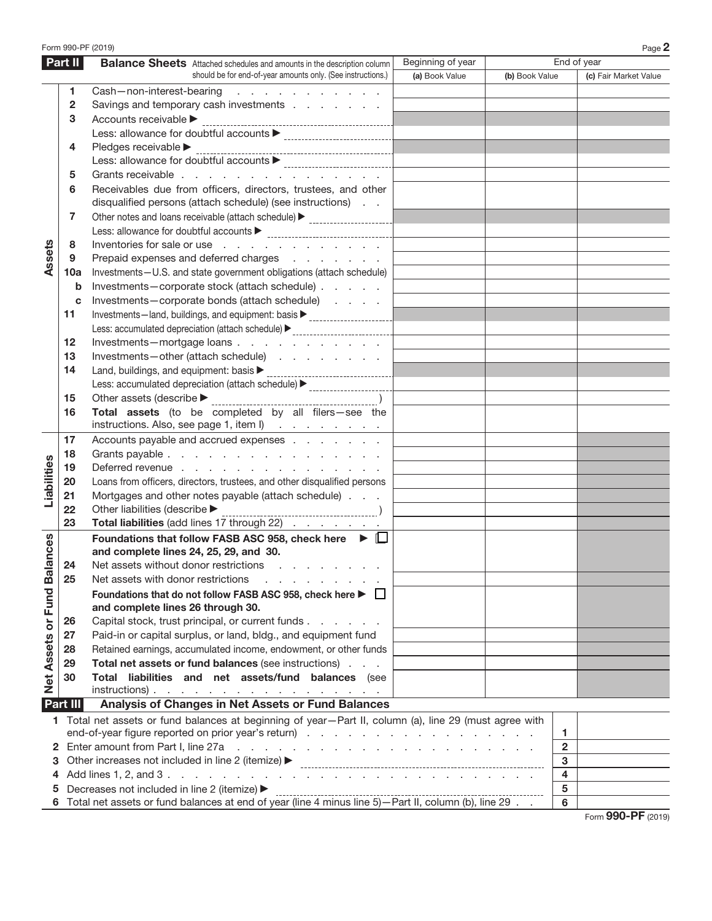Form 990-PF (2019)

## Part II Balance Sheets

Attached schedules and amounts in the description column should be for end-of-year amounts only. (See instructions.)

| | | | Beginning of year | End of year | |
|---|---|---|---|---|---|
| | | | (a) Book Value | (b) Book Value | (c) Fair Market Value |
| **Assets** | 1 | Cash—non-interest-bearing | | | |
| | 2 | Savings and temporary cash investments | | | |
| | 3 | Accounts receivable ▶ | | | |
| | | Less: allowance for doubtful accounts ▶ | | | |
| | 4 | Pledges receivable ▶ | | | |
| | | Less: allowance for doubtful accounts ▶ | | | |
| | 5 | Grants receivable | | | |
| | 6 | Receivables due from officers, directors, trustees, and other disqualified persons (attach schedule) (see instructions) | | | |
| | 7 | Other notes and loans receivable (attach schedule) ▶ | | | |
| | | Less: allowance for doubtful accounts ▶ | | | |
| | 8 | Inventories for sale or use | | | |
| | 9 | Prepaid expenses and deferred charges | | | |
| | 10a | Investments—U.S. and state government obligations (attach schedule) | | | |
| | b | Investments—corporate stock (attach schedule) | | | |
| | c | Investments—corporate bonds (attach schedule) | | | |
| | 11 | Investments—land, buildings, and equipment: basis ▶ | | | |
| | | Less: accumulated depreciation (attach schedule) ▶ | | | |
| | 12 | Investments—mortgage loans | | | |
| | 13 | Investments—other (attach schedule) | | | |
| | 14 | Land, buildings, and equipment: basis ▶ | | | |
| | | Less: accumulated depreciation (attach schedule) ▶ | | | |
| | 15 | Other assets (describe ▶ ) | | | |
| | 16 | **Total assets** (to be completed by all filers—see the instructions. Also, see page 1, item I) | | | |
| **Liabilities** | 17 | Accounts payable and accrued expenses | | | |
| | 18 | Grants payable | | | |
| | 19 | Deferred revenue | | | |
| | 20 | Loans from officers, directors, trustees, and other disqualified persons | | | |
| | 21 | Mortgages and other notes payable (attach schedule) | | | |
| | 22 | Other liabilities (describe ▶ ) | | | |
| | 23 | **Total liabilities** (add lines 17 through 22) | | | |
| **Net Assets or Fund Balances** | | **Foundations that follow FASB ASC 958, check here ▶ ☐ and complete lines 24, 25, 29, and 30.** | | | |
| | 24 | Net assets without donor restrictions | | | |
| | 25 | Net assets with donor restrictions | | | |
| | | **Foundations that do not follow FASB ASC 958, check here ▶ ☐ and complete lines 26 through 30.** | | | |
| | 26 | Capital stock, trust principal, or current funds | | | |
| | 27 | Paid-in or capital surplus, or land, bldg., and equipment fund | | | |
| | 28 | Retained earnings, accumulated income, endowment, or other funds | | | |
| | 29 | **Total net assets or fund balances** (see instructions) | | | |
| | 30 | **Total liabilities and net assets/fund balances** (see instructions) | | | |

## Part III Analysis of Changes in Net Assets or Fund Balances

| | | | |
|---|---|---|---|
| 1 | Total net assets or fund balances at beginning of year—Part II, column (a), line 29 (must agree with end-of-year figure reported on prior year's return) | 1 | |
| 2 | Enter amount from Part I, line 27a | 2 | |
| 3 | Other increases not included in line 2 (itemize) ▶ | 3 | |
| 4 | Add lines 1, 2, and 3 | 4 | |
| 5 | Decreases not included in line 2 (itemize) ▶ | 5 | |
| 6 | Total net assets or fund balances at end of year (line 4 minus line 5)—Part II, column (b), line 29 | 6 | |

Form **990-PF** (2019)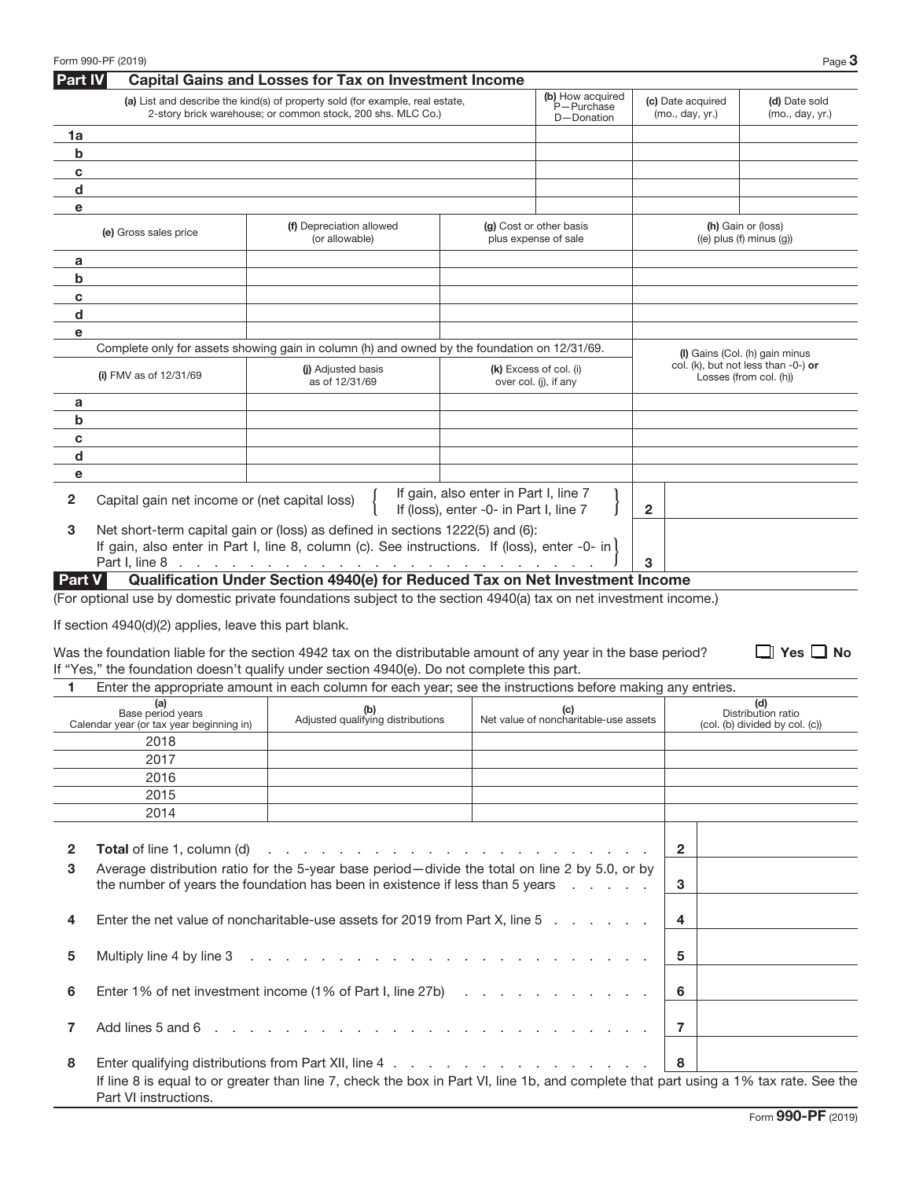## Part IV Capital Gains and Losses for Tax on Investment Income

| | (a) List and describe the kind(s) of property sold (for example, real estate, 2-story brick warehouse; or common stock, 200 shs. MLC Co.) | (b) How acquired P—Purchase D—Donation | (c) Date acquired (mo., day, yr.) | (d) Date sold (mo., day, yr.) |
|---|---|---|---|---|
| 1a | | | | |
| b | | | | |
| c | | | | |
| d | | | | |
| e | | | | |

| | (e) Gross sales price | (f) Depreciation allowed (or allowable) | (g) Cost or other basis plus expense of sale | (h) Gain or (loss) ((e) plus (f) minus (g)) |
|---|---|---|---|---|
| a | | | | |
| b | | | | |
| c | | | | |
| d | | | | |
| e | | | | |

Complete only for assets showing gain in column (h) and owned by the foundation on 12/31/69.

| | (i) FMV as of 12/31/69 | (j) Adjusted basis as of 12/31/69 | (k) Excess of col. (i) over col. (j), if any | (l) Gains (Col. (h) gain minus col. (k), but not less than -0-) **or** Losses (from col. (h)) |
|---|---|---|---|---|
| a | | | | |
| b | | | | |
| c | | | | |
| d | | | | |
| e | | | | |

| | | | |
|---|---|---|---|
| 2 | Capital gain net income or (net capital loss) { If gain, also enter in Part I, line 7; If (loss), enter -0- in Part I, line 7 } | 2 | |
| 3 | Net short-term capital gain or (loss) as defined in sections 1222(5) and (6): If gain, also enter in Part I, line 8, column (c). See instructions. If (loss), enter -0- in Part I, line 8 | 3 | |

## Part V Qualification Under Section 4940(e) for Reduced Tax on Net Investment Income

(For optional use by domestic private foundations subject to the section 4940(a) tax on net investment income.)

If section 4940(d)(2) applies, leave this part blank.

Was the foundation liable for the section 4942 tax on the distributable amount of any year in the base period? ☐ **Yes** ☐ **No**

If "Yes," the foundation doesn't qualify under section 4940(e). Do not complete this part.

**1** Enter the appropriate amount in each column for each year; see the instructions before making any entries.

| (a) Base period years Calendar year (or tax year beginning in) | (b) Adjusted qualifying distributions | (c) Net value of noncharitable-use assets | (d) Distribution ratio (col. (b) divided by col. (c)) |
|---|---|---|---|
| 2018 | | | |
| 2017 | | | |
| 2016 | | | |
| 2015 | | | |
| 2014 | | | |

| | | | |
|---|---|---|---|
| 2 | **Total** of line 1, column (d) | 2 | |
| 3 | Average distribution ratio for the 5-year base period—divide the total on line 2 by 5.0, or by the number of years the foundation has been in existence if less than 5 years | 3 | |
| 4 | Enter the net value of noncharitable-use assets for 2019 from Part X, line 5 | 4 | |
| 5 | Multiply line 4 by line 3 | 5 | |
| 6 | Enter 1% of net investment income (1% of Part I, line 27b) | 6 | |
| 7 | Add lines 5 and 6 | 7 | |
| 8 | Enter qualifying distributions from Part XII, line 4 | 8 | |

If line 8 is equal to or greater than line 7, check the box in Part VI, line 1b, and complete that part using a 1% tax rate. See the Part VI instructions.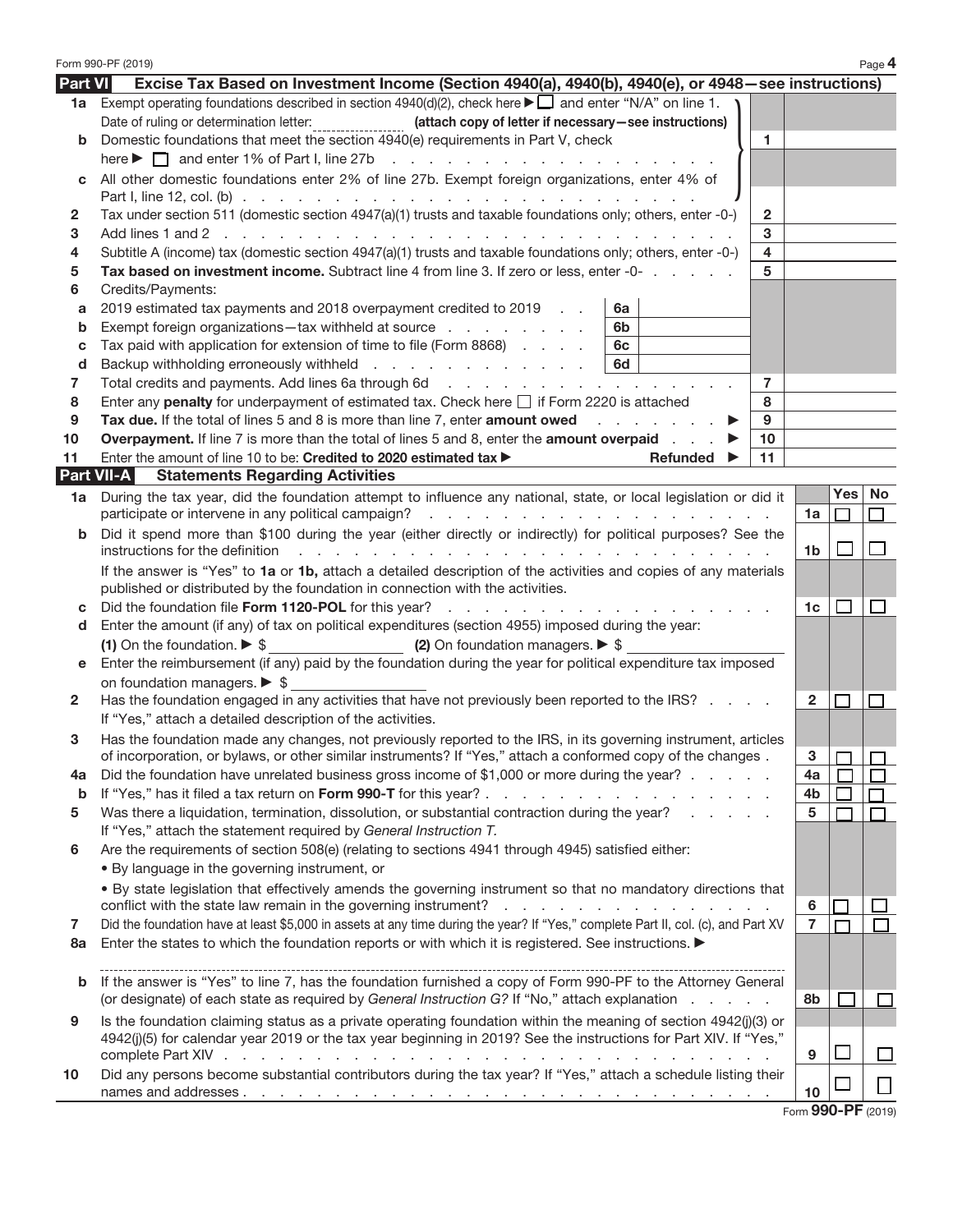Form 990-PF (2019) Page **4**

## Part VI — Excise Tax Based on Investment Income (Section 4940(a), 4940(b), 4940(e), or 4948—see instructions)

| | | | |
|---|---|---|---|
| **1a** | Exempt operating foundations described in section 4940(d)(2), check here ▶ ☐ and enter "N/A" on line 1. Date of ruling or determination letter: __________ **(attach copy of letter if necessary—see instructions)** | | |
| **b** | Domestic foundations that meet the section 4940(e) requirements in Part V, check here ▶ ☐ and enter 1% of Part I, line 27b | 1 | |
| **c** | All other domestic foundations enter 2% of line 27b. Exempt foreign organizations, enter 4% of Part I, line 12, col. (b) | | |
| **2** | Tax under section 511 (domestic section 4947(a)(1) trusts and taxable foundations only; others, enter -0-) | 2 | |
| **3** | Add lines 1 and 2 | 3 | |
| **4** | Subtitle A (income) tax (domestic section 4947(a)(1) trusts and taxable foundations only; others, enter -0-) | 4 | |
| **5** | **Tax based on investment income.** Subtract line 4 from line 3. If zero or less, enter -0- | 5 | |
| **6** | Credits/Payments: | | |
| **a** | 2019 estimated tax payments and 2018 overpayment credited to 2019 — 6a | | |
| **b** | Exempt foreign organizations—tax withheld at source — 6b | | |
| **c** | Tax paid with application for extension of time to file (Form 8868) — 6c | | |
| **d** | Backup withholding erroneously withheld — 6d | | |
| **7** | Total credits and payments. Add lines 6a through 6d | 7 | |
| **8** | Enter any **penalty** for underpayment of estimated tax. Check here ☐ if Form 2220 is attached | 8 | |
| **9** | **Tax due.** If the total of lines 5 and 8 is more than line 7, enter **amount owed** ▶ | 9 | |
| **10** | **Overpayment.** If line 7 is more than the total of lines 5 and 8, enter the **amount overpaid** ▶ | 10 | |
| **11** | Enter the amount of line 10 to be: **Credited to 2020 estimated tax** ▶ Refunded ▶ | 11 | |

## Part VII-A — Statements Regarding Activities

| | | | Yes | No |
|---|---|---|---|---|
| **1a** | During the tax year, did the foundation attempt to influence any national, state, or local legislation or did it participate or intervene in any political campaign? | 1a | ☐ | ☐ |
| **b** | Did it spend more than $100 during the year (either directly or indirectly) for political purposes? See the instructions for the definition | 1b | ☐ | ☐ |
| | If the answer is "Yes" to **1a** or **1b,** attach a detailed description of the activities and copies of any materials published or distributed by the foundation in connection with the activities. | | | |
| **c** | Did the foundation file **Form 1120-POL** for this year? | 1c | ☐ | ☐ |
| **d** | Enter the amount (if any) of tax on political expenditures (section 4955) imposed during the year: **(1)** On the foundation. ▶ $ ________ **(2)** On foundation managers. ▶ $ ________ | | | |
| **e** | Enter the reimbursement (if any) paid by the foundation during the year for political expenditure tax imposed on foundation managers. ▶ $ ________ | | | |
| **2** | Has the foundation engaged in any activities that have not previously been reported to the IRS? If "Yes," attach a detailed description of the activities. | 2 | ☐ | ☐ |
| **3** | Has the foundation made any changes, not previously reported to the IRS, in its governing instrument, articles of incorporation, or bylaws, or other similar instruments? If "Yes," attach a conformed copy of the changes | 3 | ☐ | ☐ |
| **4a** | Did the foundation have unrelated business gross income of $1,000 or more during the year? | 4a | ☐ | ☐ |
| **b** | If "Yes," has it filed a tax return on **Form 990-T** for this year? | 4b | ☐ | ☐ |
| **5** | Was there a liquidation, termination, dissolution, or substantial contraction during the year? If "Yes," attach the statement required by *General Instruction T.* | 5 | ☐ | ☐ |
| **6** | Are the requirements of section 508(e) (relating to sections 4941 through 4945) satisfied either: • By language in the governing instrument, or • By state legislation that effectively amends the governing instrument so that no mandatory directions that conflict with the state law remain in the governing instrument? | 6 | ☐ | ☐ |
| **7** | Did the foundation have at least $5,000 in assets at any time during the year? If "Yes," complete Part II, col. (c), and Part XV | 7 | ☐ | ☐ |
| **8a** | Enter the states to which the foundation reports or with which it is registered. See instructions. ▶ | | | |
| **b** | If the answer is "Yes" to line 7, has the foundation furnished a copy of Form 990-PF to the Attorney General (or designate) of each state as required by *General Instruction G?* If "No," attach explanation | 8b | ☐ | ☐ |
| **9** | Is the foundation claiming status as a private operating foundation within the meaning of section 4942(j)(3) or 4942(j)(5) for calendar year 2019 or the tax year beginning in 2019? See the instructions for Part XIV. If "Yes," complete Part XIV | 9 | ☐ | ☐ |
| **10** | Did any persons become substantial contributors during the tax year? If "Yes," attach a schedule listing their names and addresses | 10 | ☐ | ☐ |

Form **990-PF** (2019)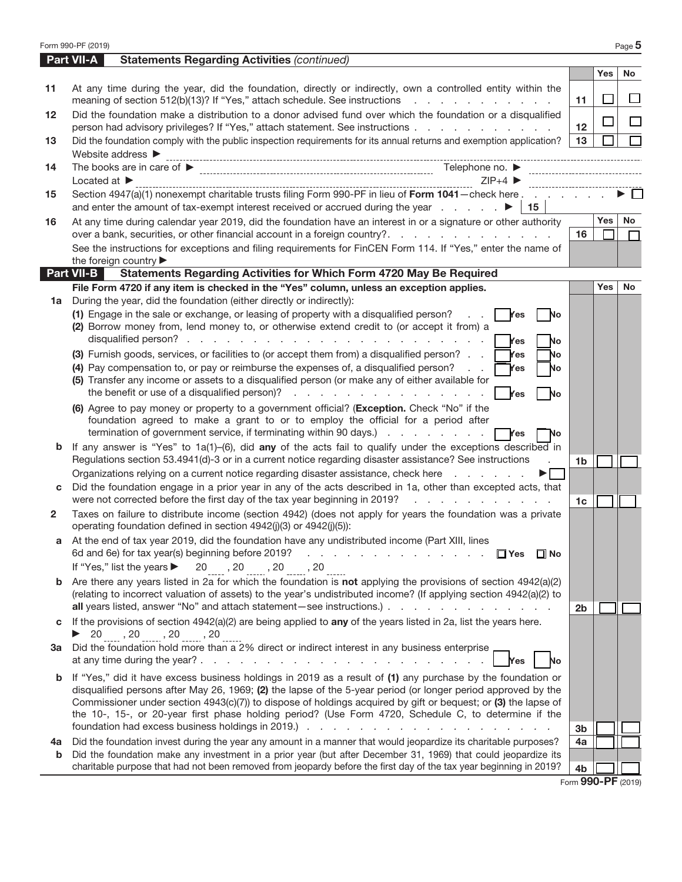## Part VII-A Statements Regarding Activities *(continued)*

| | | | Yes | No |
|---|---|---|---|---|
| 11 | At any time during the year, did the foundation, directly or indirectly, own a controlled entity within the meaning of section 512(b)(13)? If "Yes," attach schedule. See instructions | 11 | | |
| 12 | Did the foundation make a distribution to a donor advised fund over which the foundation or a disqualified person had advisory privileges? If "Yes," attach statement. See instructions | 12 | | |
| 13 | Did the foundation comply with the public inspection requirements for its annual returns and exemption application? | 13 | | |
| | Website address ▶ | | | |
| 14 | The books are in care of ▶ Telephone no. ▶ | | | |
| | Located at ▶ ZIP+4 ▶ | | | |
| 15 | Section 4947(a)(1) nonexempt charitable trusts filing Form 990-PF in lieu of **Form 1041**—check here ▶ ☐ and enter the amount of tax-exempt interest received or accrued during the year ▶ 15 | | | |
| 16 | At any time during calendar year 2019, did the foundation have an interest in or a signature or other authority over a bank, securities, or other financial account in a foreign country? | 16 | | |
| | See the instructions for exceptions and filing requirements for FinCEN Form 114. If "Yes," enter the name of the foreign country ▶ | | | |

## Part VII-B Statements Regarding Activities for Which Form 4720 May Be Required

**File Form 4720 if any item is checked in the "Yes" column, unless an exception applies.**

| | | | Yes | No |
|---|---|---|---|---|
| 1a | During the year, did the foundation (either directly or indirectly): | | | |
| | (1) Engage in the sale or exchange, or leasing of property with a disqualified person? ☐ Yes ☐ No | | | |
| | (2) Borrow money from, lend money to, or otherwise extend credit to (or accept it from) a disqualified person? ☐ Yes ☐ No | | | |
| | (3) Furnish goods, services, or facilities to (or accept them from) a disqualified person? ☐ Yes ☐ No | | | |
| | (4) Pay compensation to, or pay or reimburse the expenses of, a disqualified person? ☐ Yes ☐ No | | | |
| | (5) Transfer any income or assets to a disqualified person (or make any of either available for the benefit or use of a disqualified person)? ☐ Yes ☐ No | | | |
| | (6) Agree to pay money or property to a government official? (**Exception.** Check "No" if the foundation agreed to make a grant to or to employ the official for a period after termination of government service, if terminating within 90 days.) ☐ Yes ☐ No | | | |
| b | If any answer is "Yes" to 1a(1)–(6), did **any** of the acts fail to qualify under the exceptions described in Regulations section 53.4941(d)-3 or in a current notice regarding disaster assistance? See instructions | 1b | | |
| | Organizations relying on a current notice regarding disaster assistance, check here ▶ ☐ | | | |
| c | Did the foundation engage in a prior year in any of the acts described in 1a, other than excepted acts, that were not corrected before the first day of the tax year beginning in 2019? | 1c | | |
| 2 | Taxes on failure to distribute income (section 4942) (does not apply for years the foundation was a private operating foundation defined in section 4942(j)(3) or 4942(j)(5)): | | | |
| a | At the end of tax year 2019, did the foundation have any undistributed income (Part XIII, lines 6d and 6e) for tax year(s) beginning before 2019? ☐ Yes ☐ No | | | |
| | If "Yes," list the years ▶ 20 , 20 , 20 , 20 | | | |
| b | Are there any years listed in 2a for which the foundation is **not** applying the provisions of section 4942(a)(2) (relating to incorrect valuation of assets) to the year's undistributed income? (If applying section 4942(a)(2) to **all** years listed, answer "No" and attach statement—see instructions.) | 2b | | |
| c | If the provisions of section 4942(a)(2) are being applied to **any** of the years listed in 2a, list the years here. ▶ 20 , 20 , 20 , 20 | | | |
| 3a | Did the foundation hold more than a 2% direct or indirect interest in any business enterprise at any time during the year? ☐ Yes ☐ No | | | |
| b | If "Yes," did it have excess business holdings in 2019 as a result of **(1)** any purchase by the foundation or disqualified persons after May 26, 1969; **(2)** the lapse of the 5-year period (or longer period approved by the Commissioner under section 4943(c)(7)) to dispose of holdings acquired by gift or bequest; or **(3)** the lapse of the 10-, 15-, or 20-year first phase holding period? (Use Form 4720, Schedule C, to determine if the foundation had excess business holdings in 2019.) | 3b | | |
| 4a | Did the foundation invest during the year any amount in a manner that would jeopardize its charitable purposes? | 4a | | |
| b | Did the foundation make any investment in a prior year (but after December 31, 1969) that could jeopardize its charitable purpose that had not been removed from jeopardy before the first day of the tax year beginning in 2019? | 4b | | |

Form **990-PF** (2019)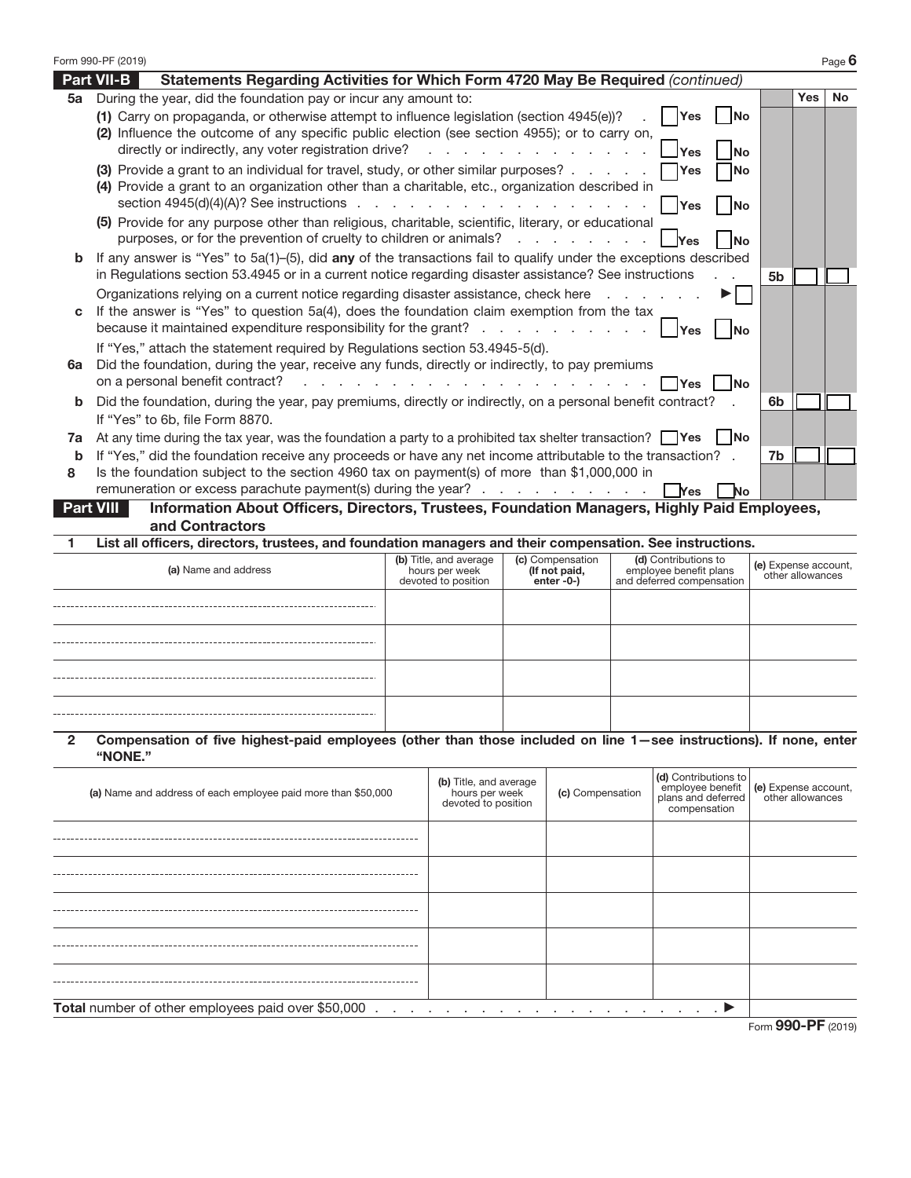Form 990-PF (2019)

## Part VII-B Statements Regarding Activities for Which Form 4720 May Be Required *(continued)*

| | | | Yes | No |
|---|---|---|---|---|
| **5a** | During the year, did the foundation pay or incur any amount to: | | | |
| | (1) Carry on propaganda, or otherwise attempt to influence legislation (section 4945(e))? ☐ Yes ☐ No | | | |
| | (2) Influence the outcome of any specific public election (see section 4955); or to carry on, directly or indirectly, any voter registration drive? ☐ Yes ☐ No | | | |
| | (3) Provide a grant to an individual for travel, study, or other similar purposes? ☐ Yes ☐ No | | | |
| | (4) Provide a grant to an organization other than a charitable, etc., organization described in section 4945(d)(4)(A)? See instructions ☐ Yes ☐ No | | | |
| | (5) Provide for any purpose other than religious, charitable, scientific, literary, or educational purposes, or for the prevention of cruelty to children or animals? ☐ Yes ☐ No | | | |
| **b** | If any answer is "Yes" to 5a(1)–(5), did **any** of the transactions fail to qualify under the exceptions described in Regulations section 53.4945 or in a current notice regarding disaster assistance? See instructions | 5b | | |
| | Organizations relying on a current notice regarding disaster assistance, check here ▶ ☐ | | | |
| **c** | If the answer is "Yes" to question 5a(4), does the foundation claim exemption from the tax because it maintained expenditure responsibility for the grant? ☐ Yes ☐ No | | | |
| | If "Yes," attach the statement required by Regulations section 53.4945-5(d). | | | |
| **6a** | Did the foundation, during the year, receive any funds, directly or indirectly, to pay premiums on a personal benefit contract? ☐ Yes ☐ No | | | |
| **b** | Did the foundation, during the year, pay premiums, directly or indirectly, on a personal benefit contract? | 6b | | |
| | If "Yes" to 6b, file Form 8870. | | | |
| **7a** | At any time during the tax year, was the foundation a party to a prohibited tax shelter transaction? ☐ Yes ☐ No | | | |
| **b** | If "Yes," did the foundation receive any proceeds or have any net income attributable to the transaction? | 7b | | |
| **8** | Is the foundation subject to the section 4960 tax on payment(s) of more than $1,000,000 in remuneration or excess parachute payment(s) during the year? ☐ Yes ☐ No | | | |

## Part VIII Information About Officers, Directors, Trustees, Foundation Managers, Highly Paid Employees, and Contractors

**1 List all officers, directors, trustees, and foundation managers and their compensation. See instructions.**

| (a) Name and address | (b) Title, and average hours per week devoted to position | (c) Compensation (If not paid, enter -0-) | (d) Contributions to employee benefit plans and deferred compensation | (e) Expense account, other allowances |
|---|---|---|---|---|
| | | | | |
| | | | | |
| | | | | |
| | | | | |

**2 Compensation of five highest-paid employees (other than those included on line 1—see instructions). If none, enter "NONE."**

| (a) Name and address of each employee paid more than $50,000 | (b) Title, and average hours per week devoted to position | (c) Compensation | (d) Contributions to employee benefit plans and deferred compensation | (e) Expense account, other allowances |
|---|---|---|---|---|
| | | | | |
| | | | | |
| | | | | |
| | | | | |
| | | | | |
| **Total** number of other employees paid over $50,000 ▶ | | | | |

Form **990-PF** (2019)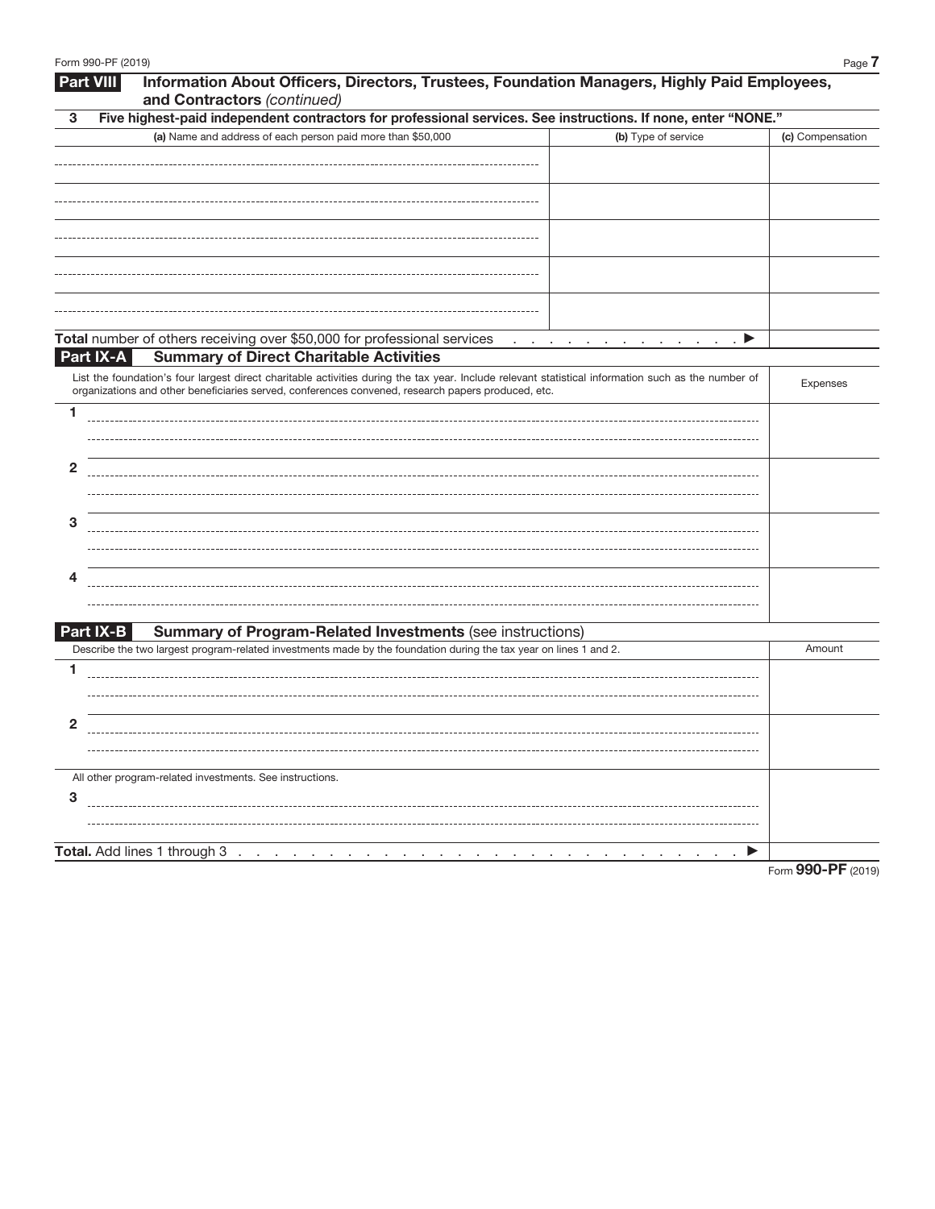## Part VIII — Information About Officers, Directors, Trustees, Foundation Managers, Highly Paid Employees, and Contractors *(continued)*

**3 Five highest-paid independent contractors for professional services. See instructions. If none, enter "NONE."**

| **(a)** Name and address of each person paid more than $50,000 | **(b)** Type of service | **(c)** Compensation |
|---|---|---|
| | | |
| | | |
| | | |
| | | |
| | | |
| **Total** number of others receiving over $50,000 for professional services . . . . . . . . . . . . . ▶ | | |

## Part IX-A — Summary of Direct Charitable Activities

| List the foundation's four largest direct charitable activities during the tax year. Include relevant statistical information such as the number of organizations and other beneficiaries served, conferences convened, research papers produced, etc. | Expenses |
|---|---|
| 1 | |
| 2 | |
| 3 | |
| 4 | |

## Part IX-B — Summary of Program-Related Investments (see instructions)

| Describe the two largest program-related investments made by the foundation during the tax year on lines 1 and 2. | Amount |
|---|---|
| 1 | |
| 2 | |
| All other program-related investments. See instructions. | |
| 3 | |
| **Total.** Add lines 1 through 3 . . . . . . . . . . . . . . . . . . . . . . . . . . . . . . ▶ | |

Form **990-PF** (2019)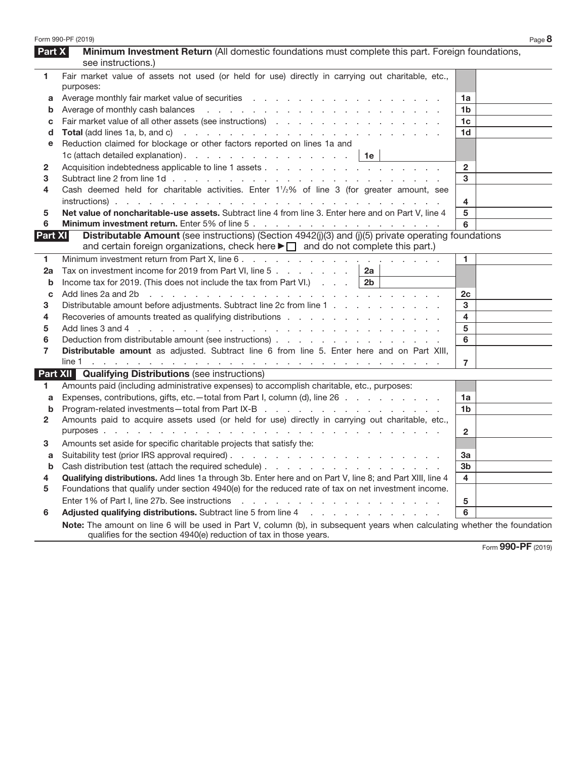## Part X — Minimum Investment Return (All domestic foundations must complete this part. Foreign foundations, see instructions.)

| | | | |
|---|---|---|---|
| **1** | Fair market value of assets not used (or held for use) directly in carrying out charitable, etc., purposes: | | |
| a | Average monthly fair market value of securities | 1a | |
| b | Average of monthly cash balances | 1b | |
| c | Fair market value of all other assets (see instructions) | 1c | |
| d | **Total** (add lines 1a, b, and c) | 1d | |
| e | Reduction claimed for blockage or other factors reported on lines 1a and 1c (attach detailed explanation) . . . 1e | | |
| **2** | Acquisition indebtedness applicable to line 1 assets | 2 | |
| **3** | Subtract line 2 from line 1d | 3 | |
| **4** | Cash deemed held for charitable activities. Enter 1½% of line 3 (for greater amount, see instructions) | 4 | |
| **5** | **Net value of noncharitable-use assets.** Subtract line 4 from line 3. Enter here and on Part V, line 4 | 5 | |
| **6** | **Minimum investment return.** Enter 5% of line 5 | 6 | |

## Part XI — Distributable Amount (see instructions) (Section 4942(j)(3) and (j)(5) private operating foundations and certain foreign organizations, check here ► ☐ and do not complete this part.)

| | | | |
|---|---|---|---|
| **1** | Minimum investment return from Part X, line 6 | 1 | |
| **2a** | Tax on investment income for 2019 from Part VI, line 5 . . . 2a | | |
| b | Income tax for 2019. (This does not include the tax from Part VI.) . . . 2b | | |
| c | Add lines 2a and 2b | 2c | |
| **3** | Distributable amount before adjustments. Subtract line 2c from line 1 | 3 | |
| **4** | Recoveries of amounts treated as qualifying distributions | 4 | |
| **5** | Add lines 3 and 4 | 5 | |
| **6** | Deduction from distributable amount (see instructions) | 6 | |
| **7** | **Distributable amount** as adjusted. Subtract line 6 from line 5. Enter here and on Part XIII, line 1 | 7 | |

## Part XII — Qualifying Distributions (see instructions)

| | | | |
|---|---|---|---|
| **1** | Amounts paid (including administrative expenses) to accomplish charitable, etc., purposes: | | |
| a | Expenses, contributions, gifts, etc.—total from Part I, column (d), line 26 | 1a | |
| b | Program-related investments—total from Part IX-B | 1b | |
| **2** | Amounts paid to acquire assets used (or held for use) directly in carrying out charitable, etc., purposes | 2 | |
| **3** | Amounts set aside for specific charitable projects that satisfy the: | | |
| a | Suitability test (prior IRS approval required) | 3a | |
| b | Cash distribution test (attach the required schedule) | 3b | |
| **4** | **Qualifying distributions.** Add lines 1a through 3b. Enter here and on Part V, line 8; and Part XIII, line 4 | 4 | |
| **5** | Foundations that qualify under section 4940(e) for the reduced rate of tax on net investment income. Enter 1% of Part I, line 27b. See instructions | 5 | |
| **6** | **Adjusted qualifying distributions.** Subtract line 5 from line 4 | 6 | |

**Note:** The amount on line 6 will be used in Part V, column (b), in subsequent years when calculating whether the foundation qualifies for the section 4940(e) reduction of tax in those years.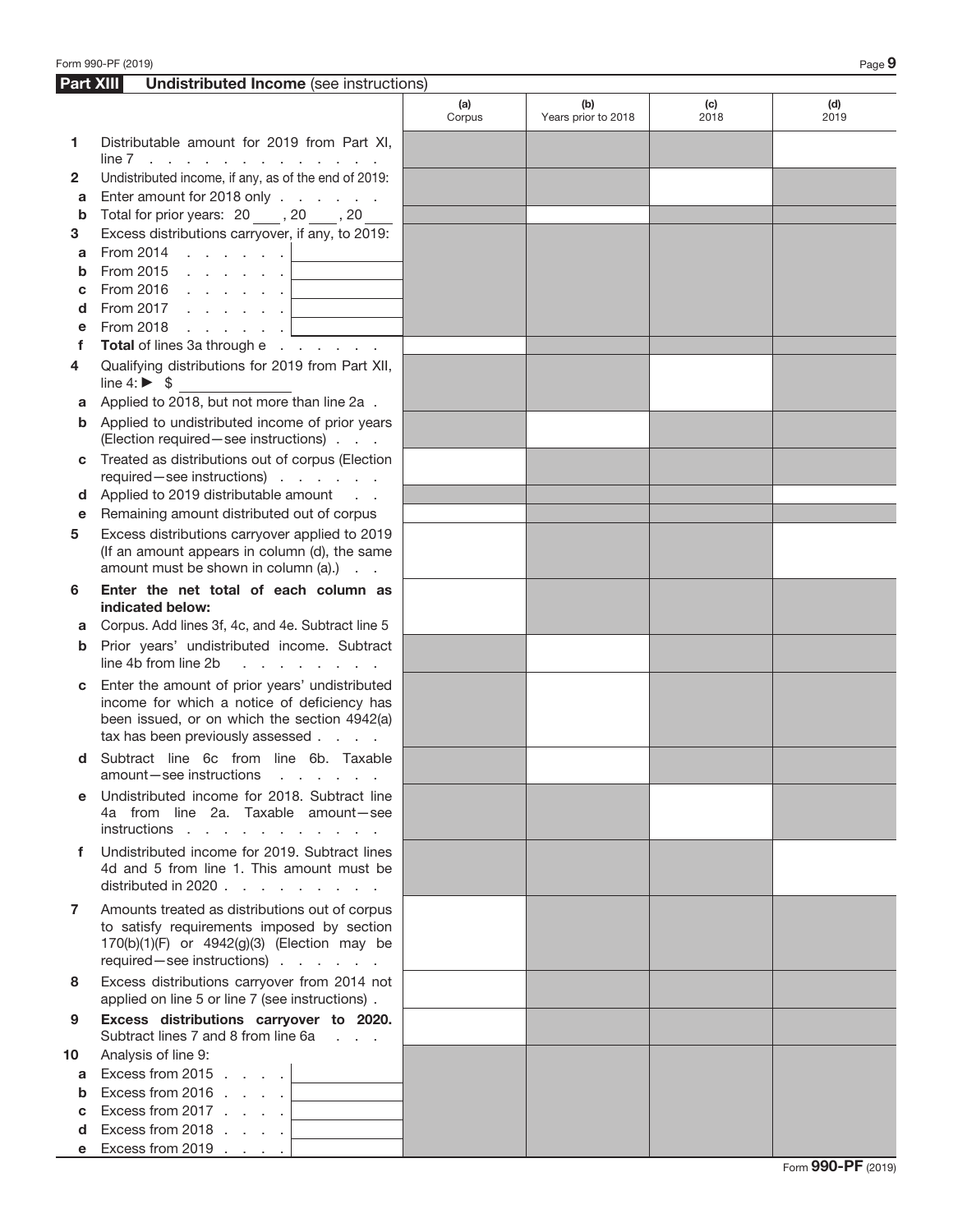## Part XIII Undistributed Income (see instructions)

| | | (a) Corpus | (b) Years prior to 2018 | (c) 2018 | (d) 2019 |
|---|---|---|---|---|---|
| **1** | Distributable amount for 2019 from Part XI, line 7 | | | | |
| **2** | Undistributed income, if any, as of the end of 2019: | | | | |
| **a** | Enter amount for 2018 only | | | | |
| **b** | Total for prior years: 20 ___ , 20 ___ , 20 ___ | | | | |
| **3** | Excess distributions carryover, if any, to 2019: | | | | |
| **a** | From 2014 | | | | |
| **b** | From 2015 | | | | |
| **c** | From 2016 | | | | |
| **d** | From 2017 | | | | |
| **e** | From 2018 | | | | |
| **f** | **Total** of lines 3a through e | | | | |
| **4** | Qualifying distributions for 2019 from Part XII, line 4: ▶ $ | | | | |
| **a** | Applied to 2018, but not more than line 2a | | | | |
| **b** | Applied to undistributed income of prior years (Election required—see instructions) | | | | |
| **c** | Treated as distributions out of corpus (Election required—see instructions) | | | | |
| **d** | Applied to 2019 distributable amount | | | | |
| **e** | Remaining amount distributed out of corpus | | | | |
| **5** | Excess distributions carryover applied to 2019 (If an amount appears in column (d), the same amount must be shown in column (a).) | | | | |
| **6** | **Enter the net total of each column as indicated below:** | | | | |
| **a** | Corpus. Add lines 3f, 4c, and 4e. Subtract line 5 | | | | |
| **b** | Prior years' undistributed income. Subtract line 4b from line 2b | | | | |
| **c** | Enter the amount of prior years' undistributed income for which a notice of deficiency has been issued, or on which the section 4942(a) tax has been previously assessed | | | | |
| **d** | Subtract line 6c from line 6b. Taxable amount—see instructions | | | | |
| **e** | Undistributed income for 2018. Subtract line 4a from line 2a. Taxable amount—see instructions | | | | |
| **f** | Undistributed income for 2019. Subtract lines 4d and 5 from line 1. This amount must be distributed in 2020 | | | | |
| **7** | Amounts treated as distributions out of corpus to satisfy requirements imposed by section 170(b)(1)(F) or 4942(g)(3) (Election may be required—see instructions) | | | | |
| **8** | Excess distributions carryover from 2014 not applied on line 5 or line 7 (see instructions) | | | | |
| **9** | **Excess distributions carryover to 2020.** Subtract lines 7 and 8 from line 6a | | | | |
| **10** | Analysis of line 9: | | | | |
| **a** | Excess from 2015 | | | | |
| **b** | Excess from 2016 | | | | |
| **c** | Excess from 2017 | | | | |
| **d** | Excess from 2018 | | | | |
| **e** | Excess from 2019 | | | | |

Form **990-PF** (2019)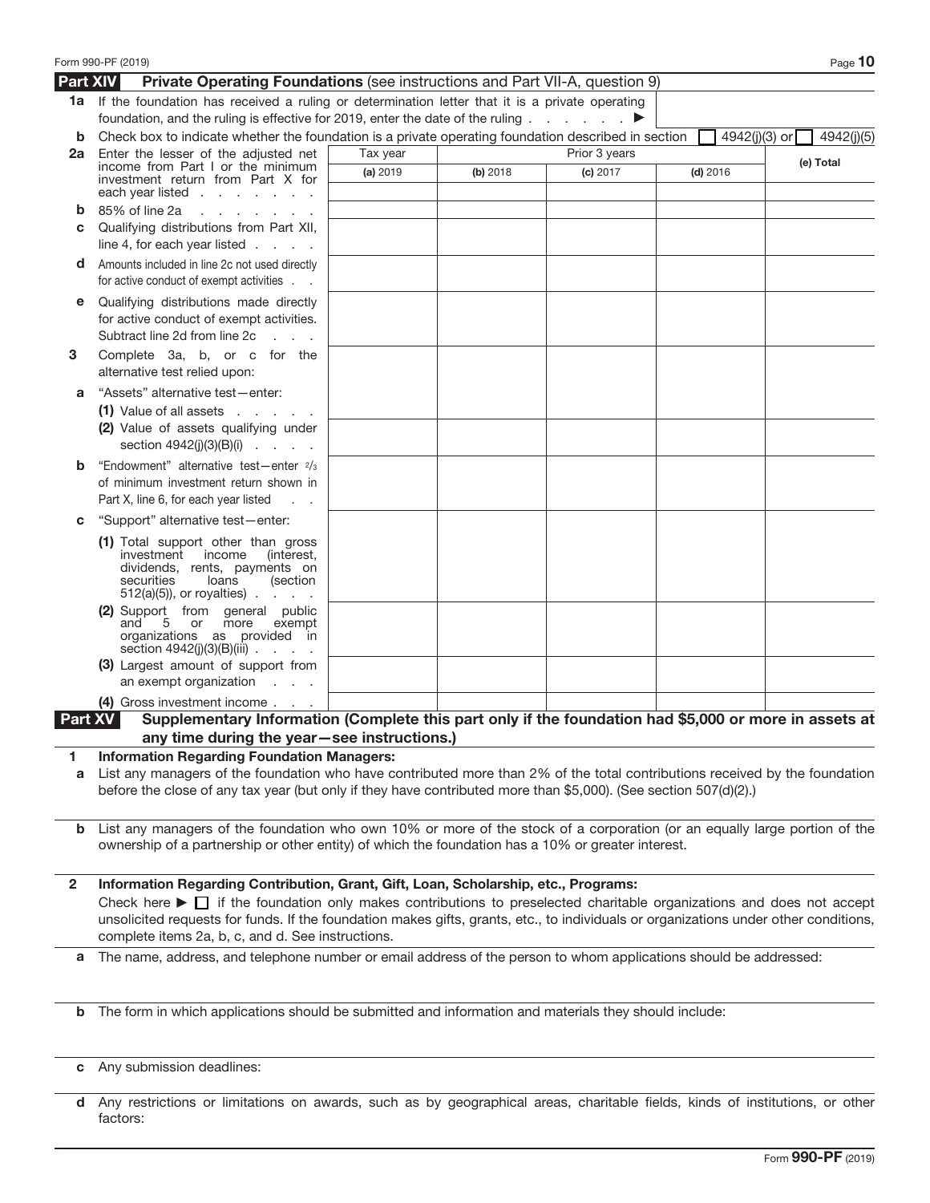Form 990-PF (2019)

## Part XIV Private Operating Foundations (see instructions and Part VII-A, question 9)

**1a** If the foundation has received a ruling or determination letter that it is a private operating foundation, and the ruling is effective for 2019, enter the date of the ruling . . . . . . . ▶

**b** Check box to indicate whether the foundation is a private operating foundation described in section ☐ 4942(j)(3) or ☐ 4942(j)(5)

| | Tax year | Prior 3 years | | | |
|---|---|---|---|---|---|
| | **(a)** 2019 | **(b)** 2018 | **(c)** 2017 | **(d)** 2016 | **(e) Total** |
| **2a** Enter the lesser of the adjusted net income from Part I or the minimum investment return from Part X for each year listed . . . . . . . . | | | | | |
| **b** 85% of line 2a . . . . . . . . | | | | | |
| **c** Qualifying distributions from Part XII, line 4, for each year listed . . . . | | | | | |
| **d** Amounts included in line 2c not used directly for active conduct of exempt activities . . | | | | | |
| **e** Qualifying distributions made directly for active conduct of exempt activities. Subtract line 2d from line 2c . . . | | | | | |
| **3** Complete 3a, b, or c for the alternative test relied upon: | | | | | |
| **a** "Assets" alternative test—enter: | | | | | |
| **(1)** Value of all assets . . . . . . | | | | | |
| **(2)** Value of assets qualifying under section 4942(j)(3)(B)(i) . . . . . | | | | | |
| **b** "Endowment" alternative test—enter 2/3 of minimum investment return shown in Part X, line 6, for each year listed . . | | | | | |
| **c** "Support" alternative test—enter: | | | | | |
| **(1)** Total support other than gross investment income (interest, dividends, rents, payments on securities loans (section 512(a)(5)), or royalties) . . . . | | | | | |
| **(2)** Support from general public and 5 or more exempt organizations as provided in section 4942(j)(3)(B)(iii) . . . . | | | | | |
| **(3)** Largest amount of support from an exempt organization . . . | | | | | |
| **(4)** Gross investment income . . . | | | | | |

## Part XV Supplementary Information (Complete this part only if the foundation had $5,000 or more in assets at any time during the year—see instructions.)

**1 Information Regarding Foundation Managers:**

**a** List any managers of the foundation who have contributed more than 2% of the total contributions received by the foundation before the close of any tax year (but only if they have contributed more than $5,000). (See section 507(d)(2).)

**b** List any managers of the foundation who own 10% or more of the stock of a corporation (or an equally large portion of the ownership of a partnership or other entity) of which the foundation has a 10% or greater interest.

**2 Information Regarding Contribution, Grant, Gift, Loan, Scholarship, etc., Programs:**

Check here ▶ ☐ if the foundation only makes contributions to preselected charitable organizations and does not accept unsolicited requests for funds. If the foundation makes gifts, grants, etc., to individuals or organizations under other conditions, complete items 2a, b, c, and d. See instructions.

**a** The name, address, and telephone number or email address of the person to whom applications should be addressed:

**b** The form in which applications should be submitted and information and materials they should include:

**c** Any submission deadlines:

**d** Any restrictions or limitations on awards, such as by geographical areas, charitable fields, kinds of institutions, or other factors:

Form **990-PF** (2019)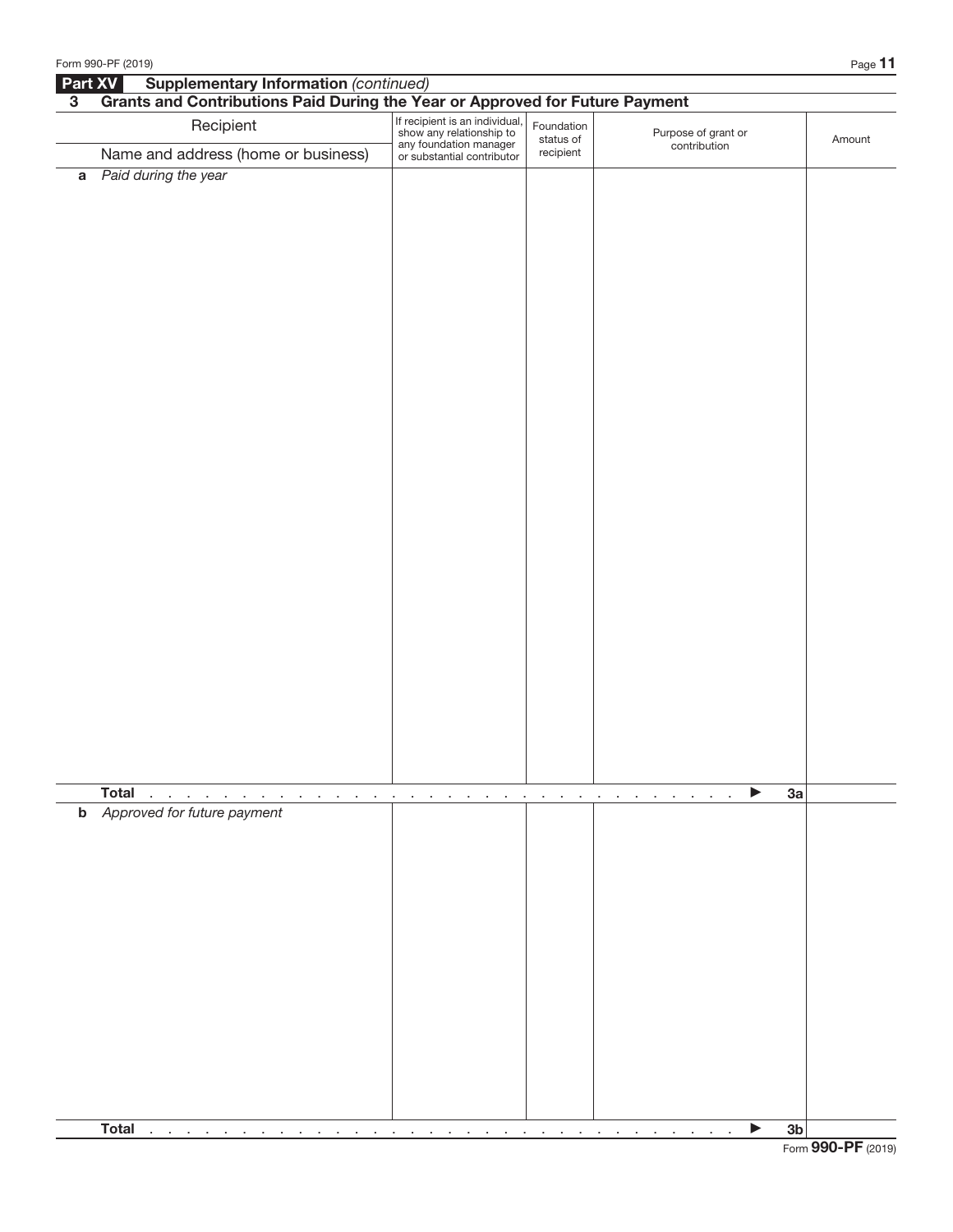## Part XV Supplementary Information *(continued)*

### 3 Grants and Contributions Paid During the Year or Approved for Future Payment

| Recipient<br>Name and address (home or business) | If recipient is an individual, show any relationship to any foundation manager or substantial contributor | Foundation status of recipient | Purpose of grant or contribution | Amount |
|---|---|---|---|---|
| **a** *Paid during the year* | | | | |
| **Total** . . . . . . . . . . . . . . . . . . . . . . . . . . . . . . . . . . ▶ **3a** | | | | |
| **b** *Approved for future payment* | | | | |
| **Total** . . . . . . . . . . . . . . . . . . . . . . . . . . . . . . . . . . ▶ **3b** | | | | |

Form **990-PF** (2019)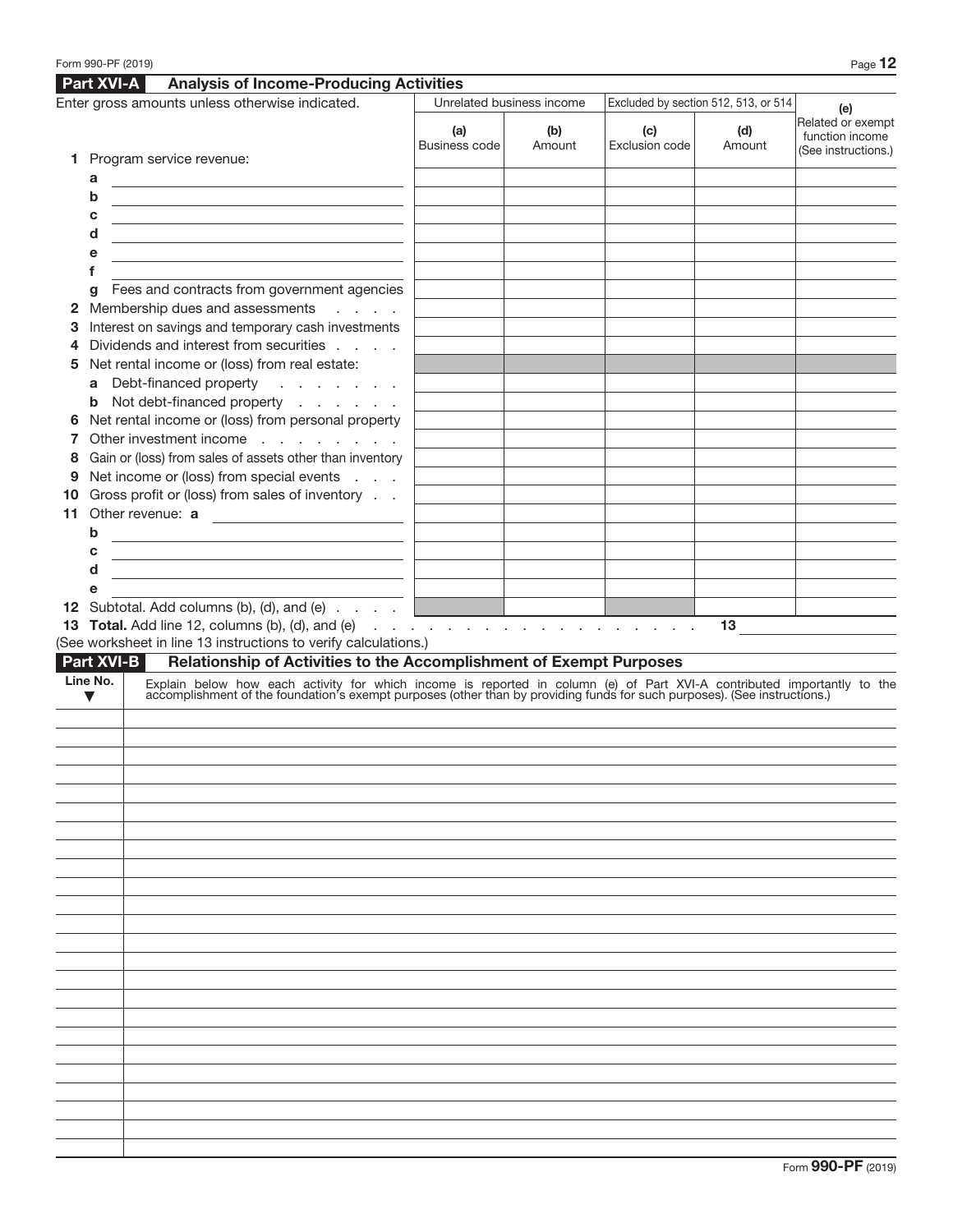## Part XVI-A Analysis of Income-Producing Activities

| Enter gross amounts unless otherwise indicated. | Unrelated business income | | Excluded by section 512, 513, or 514 | | (e) Related or exempt function income (See instructions.) |
|---|---|---|---|---|---|
| | (a) Business code | (b) Amount | (c) Exclusion code | (d) Amount | |
| 1 Program service revenue: | | | | | |
| a | | | | | |
| b | | | | | |
| c | | | | | |
| d | | | | | |
| e | | | | | |
| f | | | | | |
| g Fees and contracts from government agencies | | | | | |
| 2 Membership dues and assessments | | | | | |
| 3 Interest on savings and temporary cash investments | | | | | |
| 4 Dividends and interest from securities | | | | | |
| 5 Net rental income or (loss) from real estate: | | | | | |
| a Debt-financed property | | | | | |
| b Not debt-financed property | | | | | |
| 6 Net rental income or (loss) from personal property | | | | | |
| 7 Other investment income | | | | | |
| 8 Gain or (loss) from sales of assets other than inventory | | | | | |
| 9 Net income or (loss) from special events | | | | | |
| 10 Gross profit or (loss) from sales of inventory | | | | | |
| 11 Other revenue: a | | | | | |
| b | | | | | |
| c | | | | | |
| d | | | | | |
| e | | | | | |
| 12 Subtotal. Add columns (b), (d), and (e) | | | | | |

**13 Total.** Add line 12, columns (b), (d), and (e) . . . . . . . . . . . . . . . . . . 13 ____________

(See worksheet in line 13 instructions to verify calculations.)

## Part XVI-B Relationship of Activities to the Accomplishment of Exempt Purposes

| Line No. ▼ | Explain below how each activity for which income is reported in column (e) of Part XVI-A contributed importantly to the accomplishment of the foundation's exempt purposes (other than by providing funds for such purposes). (See instructions.) |
|---|---|
| | |
| | |
| | |
| | |
| | |
| | |
| | |
| | |
| | |
| | |
| | |
| | |
| | |
| | |
| | |
| | |
| | |
| | |
| | |
| | |
| | |
| | |
| | |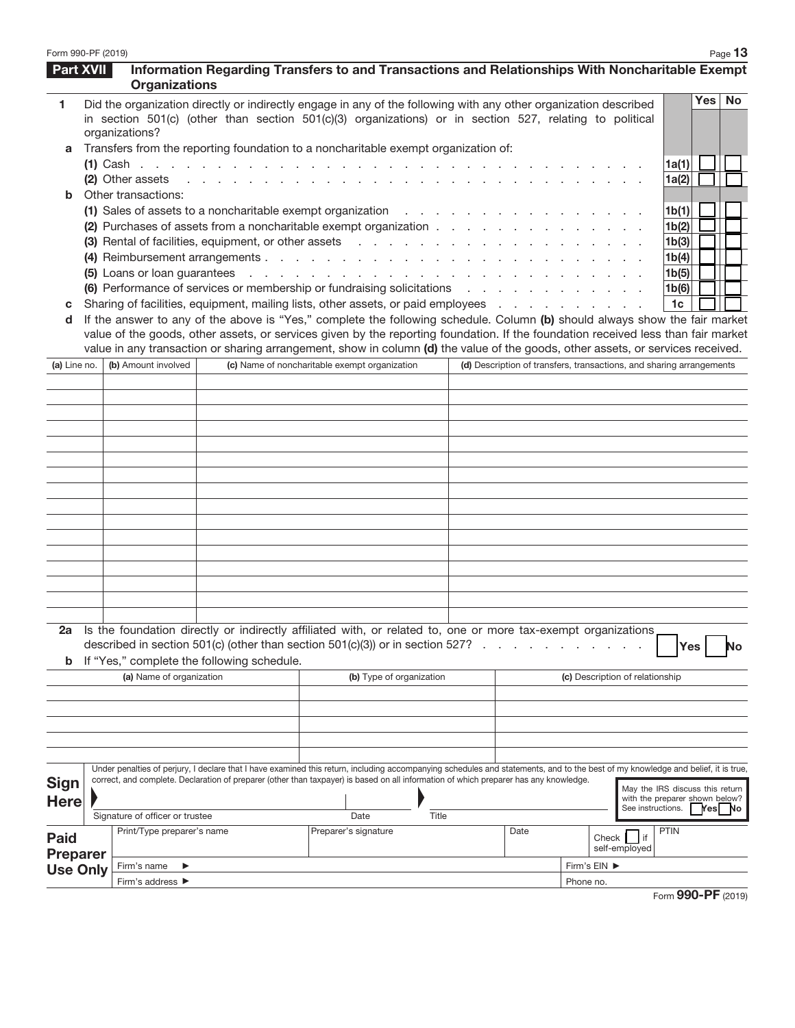## Part XVII Information Regarding Transfers to and Transactions and Relationships With Noncharitable Exempt Organizations

| | | | Yes | No |
|---|---|---|---|---|
| **1** | Did the organization directly or indirectly engage in any of the following with any other organization described in section 501(c) (other than section 501(c)(3) organizations) or in section 527, relating to political organizations? | | | |
| **a** | Transfers from the reporting foundation to a noncharitable exempt organization of: | | | |
| | **(1)** Cash | 1a(1) | | |
| | **(2)** Other assets | 1a(2) | | |
| **b** | Other transactions: | | | |
| | **(1)** Sales of assets to a noncharitable exempt organization | 1b(1) | | |
| | **(2)** Purchases of assets from a noncharitable exempt organization | 1b(2) | | |
| | **(3)** Rental of facilities, equipment, or other assets | 1b(3) | | |
| | **(4)** Reimbursement arrangements | 1b(4) | | |
| | **(5)** Loans or loan guarantees | 1b(5) | | |
| | **(6)** Performance of services or membership or fundraising solicitations | 1b(6) | | |
| **c** | Sharing of facilities, equipment, mailing lists, other assets, or paid employees | 1c | | |

**d** If the answer to any of the above is "Yes," complete the following schedule. Column **(b)** should always show the fair market value of the goods, other assets, or services given by the reporting foundation. If the foundation received less than fair market value in any transaction or sharing arrangement, show in column **(d)** the value of the goods, other assets, or services received.

| (a) Line no. | (b) Amount involved | (c) Name of noncharitable exempt organization | (d) Description of transfers, transactions, and sharing arrangements |
|---|---|---|---|
| | | | |
| | | | |
| | | | |
| | | | |
| | | | |
| | | | |
| | | | |
| | | | |
| | | | |
| | | | |
| | | | |
| | | | |
| | | | |
| | | | |
| | | | |
| | | | |

**2a** Is the foundation directly or indirectly affiliated with, or related to, one or more tax-exempt organizations described in section 501(c) (other than section 501(c)(3)) or in section 527? ☐ Yes ☐ No

**b** If "Yes," complete the following schedule.

| (a) Name of organization | (b) Type of organization | (c) Description of relationship |
|---|---|---|
| | | |
| | | |
| | | |
| | | |

**Sign Here**

Under penalties of perjury, I declare that I have examined this return, including accompanying schedules and statements, and to the best of my knowledge and belief, it is true, correct, and complete. Declaration of preparer (other than taxpayer) is based on all information of which preparer has any knowledge.

Signature of officer or trustee | Date | Title

May the IRS discuss this return with the preparer shown below? See instructions. ☐ Yes ☐ No

**Paid Preparer Use Only**

| Print/Type preparer's name | Preparer's signature | Date | Check ☐ if self-employed | PTIN |
|---|---|---|---|---|
| Firm's name ► | | | Firm's EIN ► | |
| Firm's address ► | | | Phone no. | |

Form **990-PF** (2019)